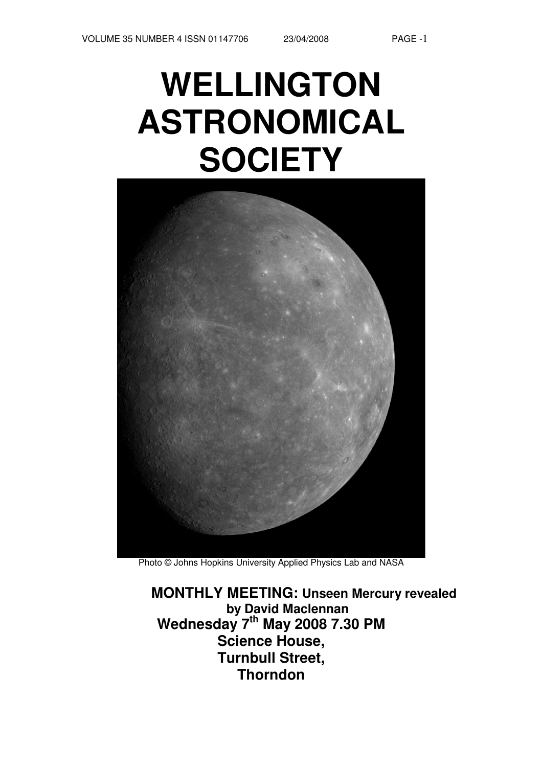# WELLINGTON ASTRONOMICAL SOCIETY

Photo © Johns Hopkins University Applied Physics Lab and NASA

**MONTHLY MEETING: Unseen Mercury revealed**
**by David Maclennan**
**Wednesday 7th May 2008 7.30 PM**
**Science House,**
**Turnbull Street,**
**Thorndon**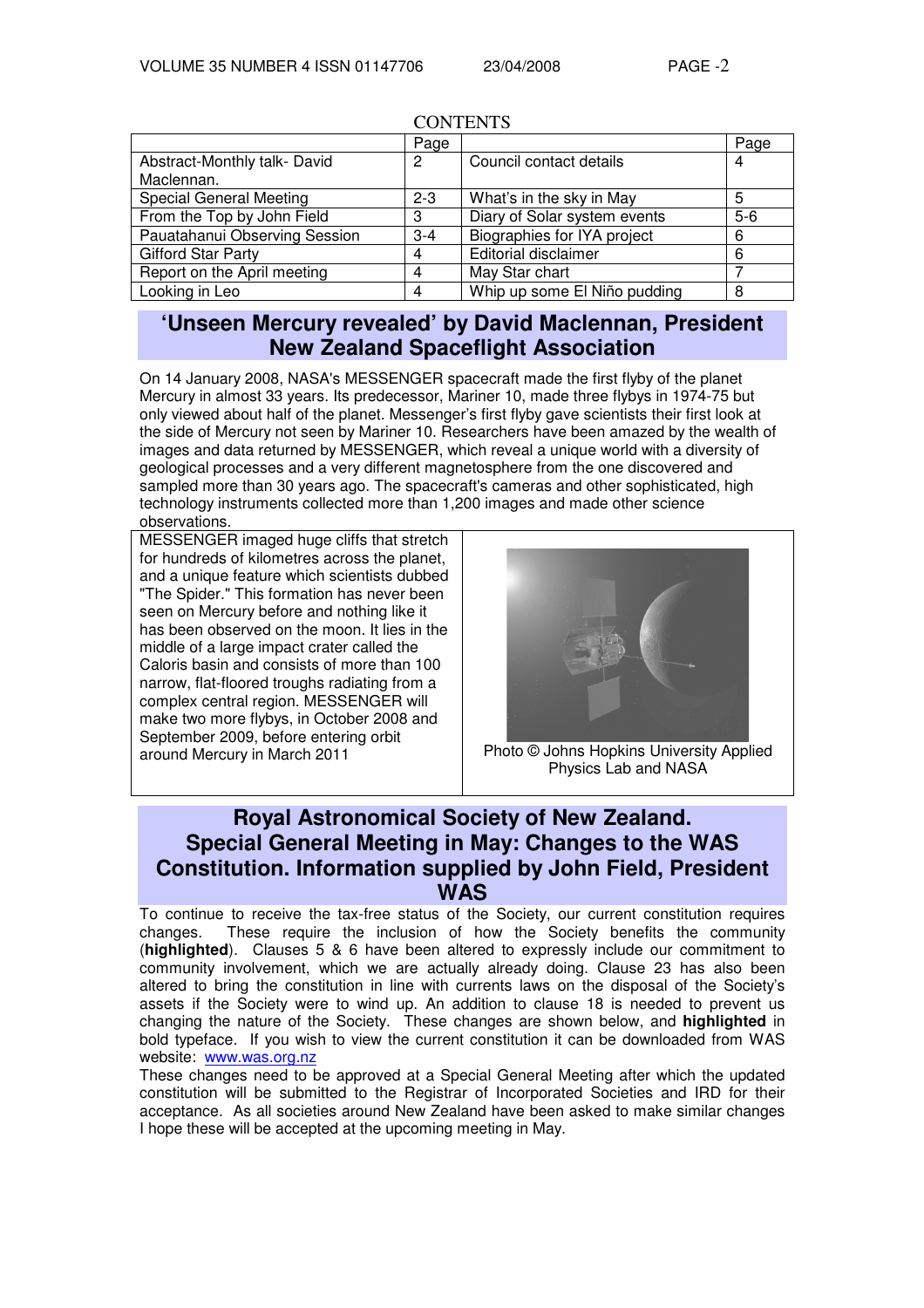CONTENTS

| | Page | | Page |
|---|---|---|---|
| Abstract-Monthly talk- David Maclennan. | 2 | Council contact details | 4 |
| Special General Meeting | 2-3 | What's in the sky in May | 5 |
| From the Top by John Field | 3 | Diary of Solar system events | 5-6 |
| Pauatahanui Observing Session | 3-4 | Biographies for IYA project | 6 |
| Gifford Star Party | 4 | Editorial disclaimer | 6 |
| Report on the April meeting | 4 | May Star chart | 7 |
| Looking in Leo | 4 | Whip up some El Niño pudding | 8 |

## 'Unseen Mercury revealed' by David Maclennan, President New Zealand Spaceflight Association

On 14 January 2008, NASA's MESSENGER spacecraft made the first flyby of the planet Mercury in almost 33 years. Its predecessor, Mariner 10, made three flybys in 1974-75 but only viewed about half of the planet. Messenger's first flyby gave scientists their first look at the side of Mercury not seen by Mariner 10. Researchers have been amazed by the wealth of images and data returned by MESSENGER, which reveal a unique world with a diversity of geological processes and a very different magnetosphere from the one discovered and sampled more than 30 years ago. The spacecraft's cameras and other sophisticated, high technology instruments collected more than 1,200 images and made other science observations.

MESSENGER imaged huge cliffs that stretch for hundreds of kilometres across the planet, and a unique feature which scientists dubbed "The Spider." This formation has never been seen on Mercury before and nothing like it has been observed on the moon. It lies in the middle of a large impact crater called the Caloris basin and consists of more than 100 narrow, flat-floored troughs radiating from a complex central region. MESSENGER will make two more flybys, in October 2008 and September 2009, before entering orbit around Mercury in March 2011

Photo © Johns Hopkins University Applied Physics Lab and NASA

## Royal Astronomical Society of New Zealand. Special General Meeting in May: Changes to the WAS Constitution. Information supplied by John Field, President WAS

To continue to receive the tax-free status of the Society, our current constitution requires changes. These require the inclusion of how the Society benefits the community (**highlighted**). Clauses 5 & 6 have been altered to expressly include our commitment to community involvement, which we are actually already doing. Clause 23 has also been altered to bring the constitution in line with currents laws on the disposal of the Society's assets if the Society were to wind up. An addition to clause 18 is needed to prevent us changing the nature of the Society. These changes are shown below, and **highlighted** in bold typeface. If you wish to view the current constitution it can be downloaded from WAS website: www.was.org.nz

These changes need to be approved at a Special General Meeting after which the updated constitution will be submitted to the Registrar of Incorporated Societies and IRD for their acceptance. As all societies around New Zealand have been asked to make similar changes I hope these will be accepted at the upcoming meeting in May.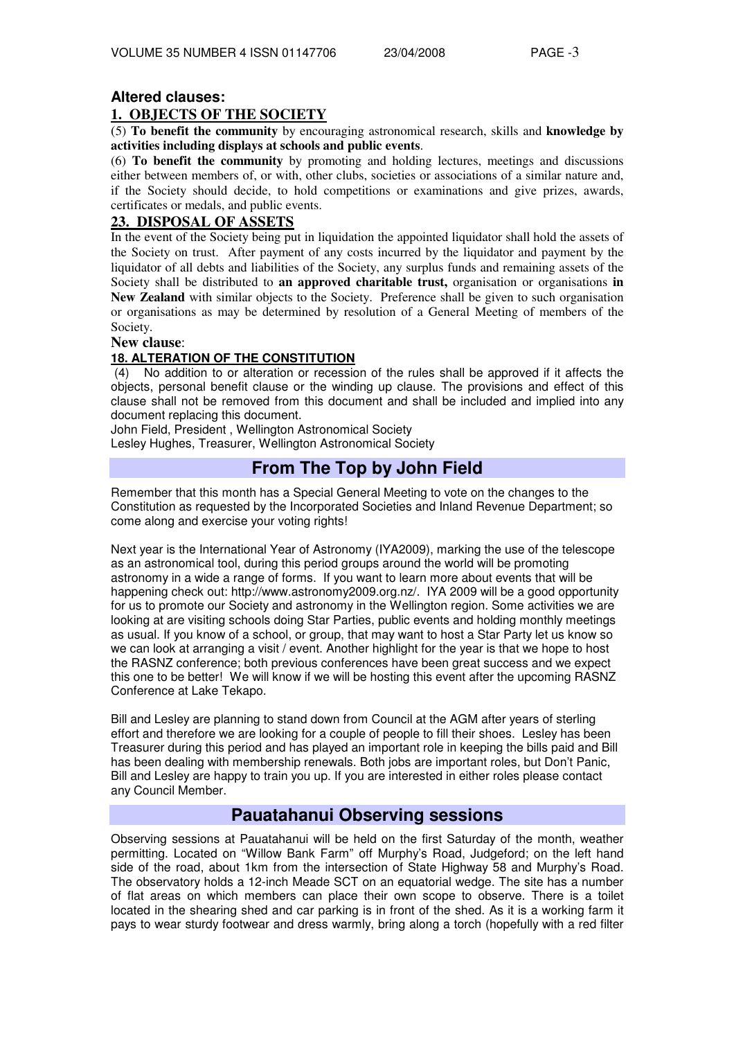## Altered clauses:

### 1. OBJECTS OF THE SOCIETY

(5) **To benefit the community** by encouraging astronomical research, skills and **knowledge by activities including displays at schools and public events**.

(6) **To benefit the community** by promoting and holding lectures, meetings and discussions either between members of, or with, other clubs, societies or associations of a similar nature and, if the Society should decide, to hold competitions or examinations and give prizes, awards, certificates or medals, and public events.

### 23. DISPOSAL OF ASSETS

In the event of the Society being put in liquidation the appointed liquidator shall hold the assets of the Society on trust. After payment of any costs incurred by the liquidator and payment by the liquidator of all debts and liabilities of the Society, any surplus funds and remaining assets of the Society shall be distributed to **an approved charitable trust,** organisation or organisations **in New Zealand** with similar objects to the Society. Preference shall be given to such organisation or organisations as may be determined by resolution of a General Meeting of members of the Society.

**New clause**:

### 18. ALTERATION OF THE CONSTITUTION

(4) No addition to or alteration or recession of the rules shall be approved if it affects the objects, personal benefit clause or the winding up clause. The provisions and effect of this clause shall not be removed from this document and shall be included and implied into any document replacing this document.

John Field, President , Wellington Astronomical Society
Lesley Hughes, Treasurer, Wellington Astronomical Society

## From The Top by John Field

Remember that this month has a Special General Meeting to vote on the changes to the Constitution as requested by the Incorporated Societies and Inland Revenue Department; so come along and exercise your voting rights!

Next year is the International Year of Astronomy (IYA2009), marking the use of the telescope as an astronomical tool, during this period groups around the world will be promoting astronomy in a wide a range of forms. If you want to learn more about events that will be happening check out: http://www.astronomy2009.org.nz/. IYA 2009 will be a good opportunity for us to promote our Society and astronomy in the Wellington region. Some activities we are looking at are visiting schools doing Star Parties, public events and holding monthly meetings as usual. If you know of a school, or group, that may want to host a Star Party let us know so we can look at arranging a visit / event. Another highlight for the year is that we hope to host the RASNZ conference; both previous conferences have been great success and we expect this one to be better! We will know if we will be hosting this event after the upcoming RASNZ Conference at Lake Tekapo.

Bill and Lesley are planning to stand down from Council at the AGM after years of sterling effort and therefore we are looking for a couple of people to fill their shoes. Lesley has been Treasurer during this period and has played an important role in keeping the bills paid and Bill has been dealing with membership renewals. Both jobs are important roles, but Don't Panic, Bill and Lesley are happy to train you up. If you are interested in either roles please contact any Council Member.

## Pauatahanui Observing sessions

Observing sessions at Pauatahanui will be held on the first Saturday of the month, weather permitting. Located on "Willow Bank Farm" off Murphy's Road, Judgeford; on the left hand side of the road, about 1km from the intersection of State Highway 58 and Murphy's Road. The observatory holds a 12-inch Meade SCT on an equatorial wedge. The site has a number of flat areas on which members can place their own scope to observe. There is a toilet located in the shearing shed and car parking is in front of the shed. As it is a working farm it pays to wear sturdy footwear and dress warmly, bring along a torch (hopefully with a red filter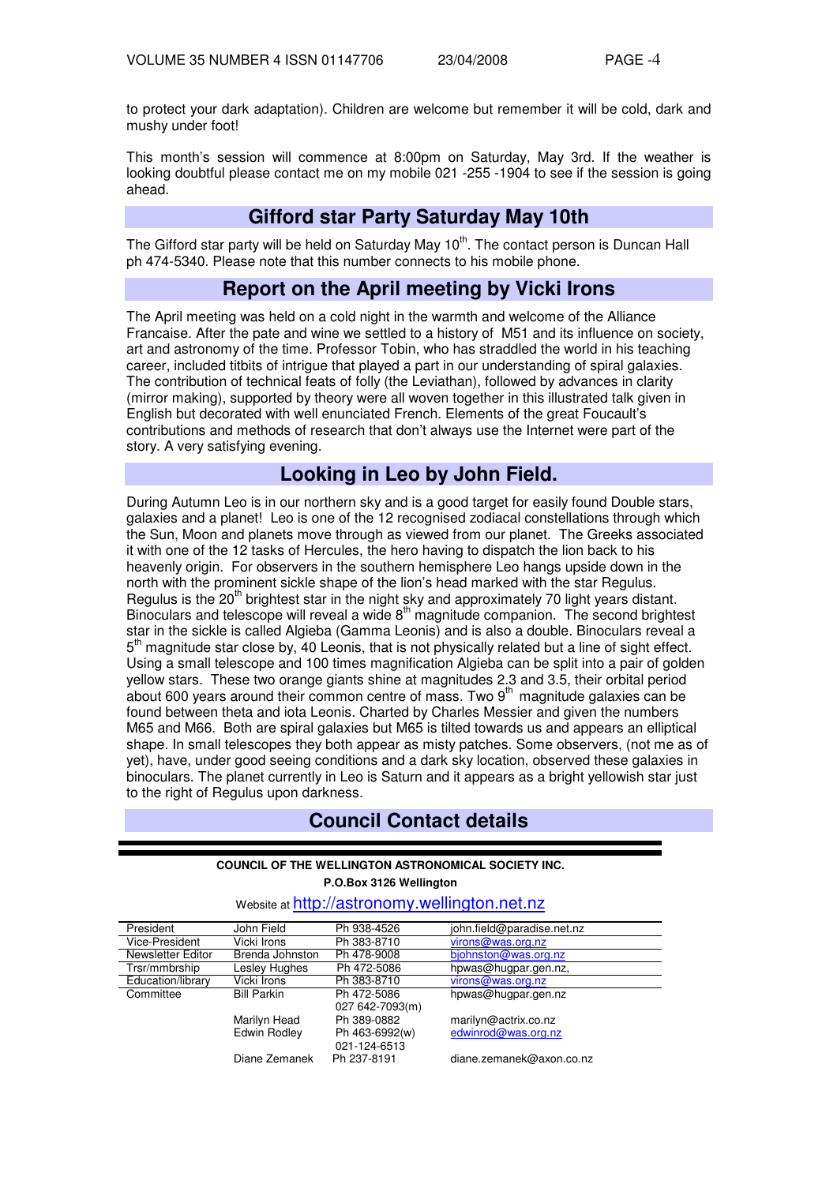to protect your dark adaptation). Children are welcome but remember it will be cold, dark and mushy under foot!

This month's session will commence at 8:00pm on Saturday, May 3rd. If the weather is looking doubtful please contact me on my mobile 021 -255 -1904 to see if the session is going ahead.

## Gifford star Party Saturday May 10th

The Gifford star party will be held on Saturday May 10th. The contact person is Duncan Hall ph 474-5340. Please note that this number connects to his mobile phone.

## Report on the April meeting by Vicki Irons

The April meeting was held on a cold night in the warmth and welcome of the Alliance Francaise. After the pate and wine we settled to a history of M51 and its influence on society, art and astronomy of the time. Professor Tobin, who has straddled the world in his teaching career, included titbits of intrigue that played a part in our understanding of spiral galaxies. The contribution of technical feats of folly (the Leviathan), followed by advances in clarity (mirror making), supported by theory were all woven together in this illustrated talk given in English but decorated with well enunciated French. Elements of the great Foucault's contributions and methods of research that don't always use the Internet were part of the story. A very satisfying evening.

## Looking in Leo by John Field.

During Autumn Leo is in our northern sky and is a good target for easily found Double stars, galaxies and a planet! Leo is one of the 12 recognised zodiacal constellations through which the Sun, Moon and planets move through as viewed from our planet. The Greeks associated it with one of the 12 tasks of Hercules, the hero having to dispatch the lion back to his heavenly origin. For observers in the southern hemisphere Leo hangs upside down in the north with the prominent sickle shape of the lion's head marked with the star Regulus. Regulus is the 20th brightest star in the night sky and approximately 70 light years distant. Binoculars and telescope will reveal a wide 8th magnitude companion. The second brightest star in the sickle is called Algieba (Gamma Leonis) and is also a double. Binoculars reveal a 5th magnitude star close by, 40 Leonis, that is not physically related but a line of sight effect. Using a small telescope and 100 times magnification Algieba can be split into a pair of golden yellow stars. These two orange giants shine at magnitudes 2.3 and 3.5, their orbital period about 600 years around their common centre of mass. Two 9th magnitude galaxies can be found between theta and iota Leonis. Charted by Charles Messier and given the numbers M65 and M66. Both are spiral galaxies but M65 is tilted towards us and appears an elliptical shape. In small telescopes they both appear as misty patches. Some observers, (not me as of yet), have, under good seeing conditions and a dark sky location, observed these galaxies in binoculars. The planet currently in Leo is Saturn and it appears as a bright yellowish star just to the right of Regulus upon darkness.

## Council Contact details

**COUNCIL OF THE WELLINGTON ASTRONOMICAL SOCIETY INC.**

**P.O.Box 3126 Wellington**

Website at http://astronomy.wellington.net.nz

| | | | |
|---|---|---|---|
| President | John Field | Ph 938-4526 | john.field@paradise.net.nz |
| Vice-President | Vicki Irons | Ph 383-8710 | virons@was.org.nz |
| Newsletter Editor | Brenda Johnston | Ph 478-9008 | bjohnston@was.org.nz |
| Trsr/mmbrship | Lesley Hughes | Ph 472-5086 | hpwas@hugpar.gen.nz, |
| Education/library | Vicki Irons | Ph 383-8710 | virons@was.org.nz |
| Committee | Bill Parkin | Ph 472-5086<br>027 642-7093(m) | hpwas@hugpar.gen.nz |
| | Marilyn Head | Ph 389-0882 | marilyn@actrix.co.nz |
| | Edwin Rodley | Ph 463-6992(w)<br>021-124-6513 | edwinrod@was.org.nz |
| | Diane Zemanek | Ph 237-8191 | diane.zemanek@axon.co.nz |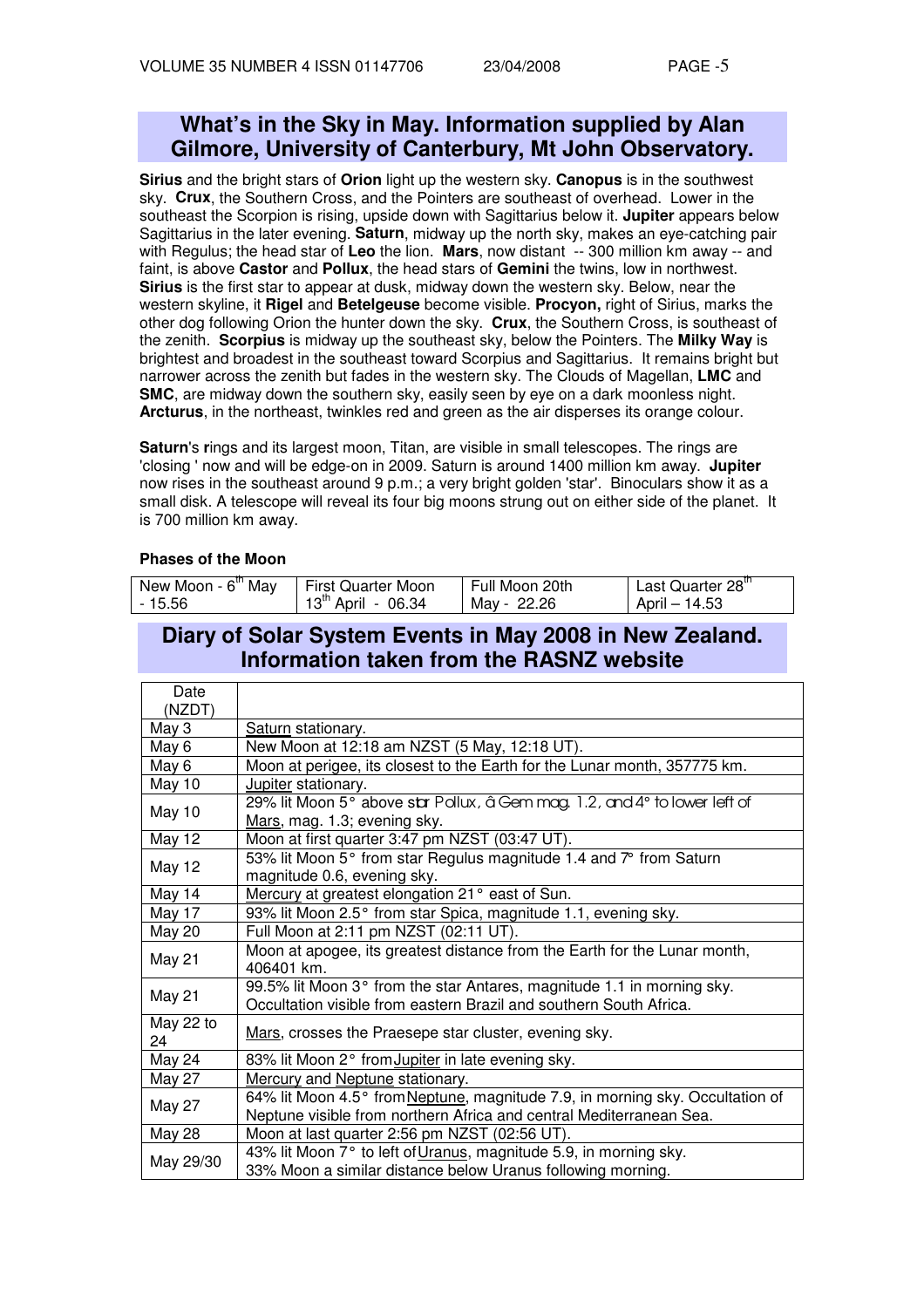## What's in the Sky in May. Information supplied by Alan Gilmore, University of Canterbury, Mt John Observatory.

**Sirius** and the bright stars of **Orion** light up the western sky. **Canopus** is in the southwest sky. **Crux**, the Southern Cross, and the Pointers are southeast of overhead. Lower in the southeast the Scorpion is rising, upside down with Sagittarius below it. **Jupiter** appears below Sagittarius in the later evening. **Saturn**, midway up the north sky, makes an eye-catching pair with Regulus; the head star of **Leo** the lion. **Mars**, now distant -- 300 million km away -- and faint, is above **Castor** and **Pollux**, the head stars of **Gemini** the twins, low in northwest. **Sirius** is the first star to appear at dusk, midway down the western sky. Below, near the western skyline, it **Rigel** and **Betelgeuse** become visible. **Procyon,** right of Sirius, marks the other dog following Orion the hunter down the sky. **Crux**, the Southern Cross, is southeast of the zenith. **Scorpius** is midway up the southeast sky, below the Pointers. The **Milky Way** is brightest and broadest in the southeast toward Scorpius and Sagittarius. It remains bright but narrower across the zenith but fades in the western sky. The Clouds of Magellan, **LMC** and **SMC**, are midway down the southern sky, easily seen by eye on a dark moonless night. **Arcturus**, in the northeast, twinkles red and green as the air disperses its orange colour.

**Saturn**'s **r**ings and its largest moon, Titan, are visible in small telescopes. The rings are 'closing ' now and will be edge-on in 2009. Saturn is around 1400 million km away. **Jupiter** now rises in the southeast around 9 p.m.; a very bright golden 'star'. Binoculars show it as a small disk. A telescope will reveal its four big moons strung out on either side of the planet. It is 700 million km away.

**Phases of the Moon**

| New Moon - 6th May - 15.56 | First Quarter Moon 13th April - 06.34 | Full Moon 20th May - 22.26 | Last Quarter 28th April – 14.53 |
|---|---|---|---|

## Diary of Solar System Events in May 2008 in New Zealand. Information taken from the RASNZ website

| Date (NZDT) | |
|---|---|
| May 3 | Saturn stationary. |
| May 6 | New Moon at 12:18 am NZST (5 May, 12:18 UT). |
| May 6 | Moon at perigee, its closest to the Earth for the Lunar month, 357775 km. |
| May 10 | Jupiter stationary. |
| May 10 | 29% lit Moon 5° above star Pollux, â Gem mag. 1.2, and 4° to lower left of Mars, mag. 1.3; evening sky. |
| May 12 | Moon at first quarter 3:47 pm NZST (03:47 UT). |
| May 12 | 53% lit Moon 5° from star Regulus magnitude 1.4 and 7° from Saturn magnitude 0.6, evening sky. |
| May 14 | Mercury at greatest elongation 21° east of Sun. |
| May 17 | 93% lit Moon 2.5° from star Spica, magnitude 1.1, evening sky. |
| May 20 | Full Moon at 2:11 pm NZST (02:11 UT). |
| May 21 | Moon at apogee, its greatest distance from the Earth for the Lunar month, 406401 km. |
| May 21 | 99.5% lit Moon 3° from the star Antares, magnitude 1.1 in morning sky. Occultation visible from eastern Brazil and southern South Africa. |
| May 22 to 24 | Mars, crosses the Praesepe star cluster, evening sky. |
| May 24 | 83% lit Moon 2° from Jupiter in late evening sky. |
| May 27 | Mercury and Neptune stationary. |
| May 27 | 64% lit Moon 4.5° from Neptune, magnitude 7.9, in morning sky. Occultation of Neptune visible from northern Africa and central Mediterranean Sea. |
| May 28 | Moon at last quarter 2:56 pm NZST (02:56 UT). |
| May 29/30 | 43% lit Moon 7° to left of Uranus, magnitude 5.9, in morning sky. 33% Moon a similar distance below Uranus following morning. |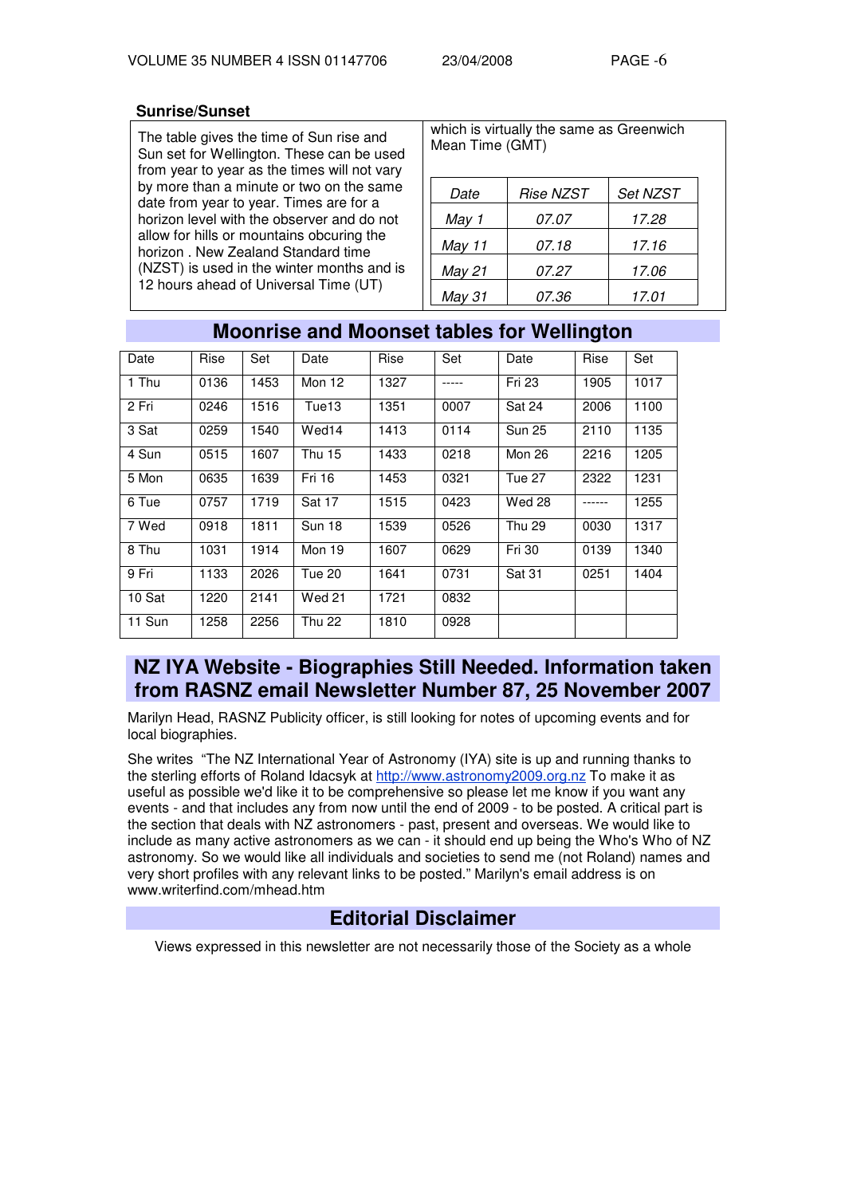### Sunrise/Sunset

The table gives the time of Sun rise and Sun set for Wellington. These can be used from year to year as the times will not vary by more than a minute or two on the same date from year to year. Times are for a horizon level with the observer and do not allow for hills or mountains obcuring the horizon . New Zealand Standard time (NZST) is used in the winter months and is 12 hours ahead of Universal Time (UT) which is virtually the same as Greenwich Mean Time (GMT)

| *Date* | *Rise NZST* | *Set NZST* |
|---|---|---|
| *May 1* | *07.07* | *17.28* |
| *May 11* | *07.18* | *17.16* |
| *May 21* | *07.27* | *17.06* |
| *May 31* | *07.36* | *17.01* |

## Moonrise and Moonset tables for Wellington

| Date | Rise | Set | Date | Rise | Set | Date | Rise | Set |
|---|---|---|---|---|---|---|---|---|
| 1 Thu | 0136 | 1453 | Mon 12 | 1327 | ----- | Fri 23 | 1905 | 1017 |
| 2 Fri | 0246 | 1516 | Tue13 | 1351 | 0007 | Sat 24 | 2006 | 1100 |
| 3 Sat | 0259 | 1540 | Wed14 | 1413 | 0114 | Sun 25 | 2110 | 1135 |
| 4 Sun | 0515 | 1607 | Thu 15 | 1433 | 0218 | Mon 26 | 2216 | 1205 |
| 5 Mon | 0635 | 1639 | Fri 16 | 1453 | 0321 | Tue 27 | 2322 | 1231 |
| 6 Tue | 0757 | 1719 | Sat 17 | 1515 | 0423 | Wed 28 | ------ | 1255 |
| 7 Wed | 0918 | 1811 | Sun 18 | 1539 | 0526 | Thu 29 | 0030 | 1317 |
| 8 Thu | 1031 | 1914 | Mon 19 | 1607 | 0629 | Fri 30 | 0139 | 1340 |
| 9 Fri | 1133 | 2026 | Tue 20 | 1641 | 0731 | Sat 31 | 0251 | 1404 |
| 10 Sat | 1220 | 2141 | Wed 21 | 1721 | 0832 | | | |
| 11 Sun | 1258 | 2256 | Thu 22 | 1810 | 0928 | | | |

## NZ IYA Website - Biographies Still Needed. Information taken from RASNZ email Newsletter Number 87, 25 November 2007

Marilyn Head, RASNZ Publicity officer, is still looking for notes of upcoming events and for local biographies.

She writes "The NZ International Year of Astronomy (IYA) site is up and running thanks to the sterling efforts of Roland Idacsyk at http://www.astronomy2009.org.nz To make it as useful as possible we'd like it to be comprehensive so please let me know if you want any events - and that includes any from now until the end of 2009 - to be posted. A critical part is the section that deals with NZ astronomers - past, present and overseas. We would like to include as many active astronomers as we can - it should end up being the Who's Who of NZ astronomy. So we would like all individuals and societies to send me (not Roland) names and very short profiles with any relevant links to be posted." Marilyn's email address is on www.writerfind.com/mhead.htm

## Editorial Disclaimer

Views expressed in this newsletter are not necessarily those of the Society as a whole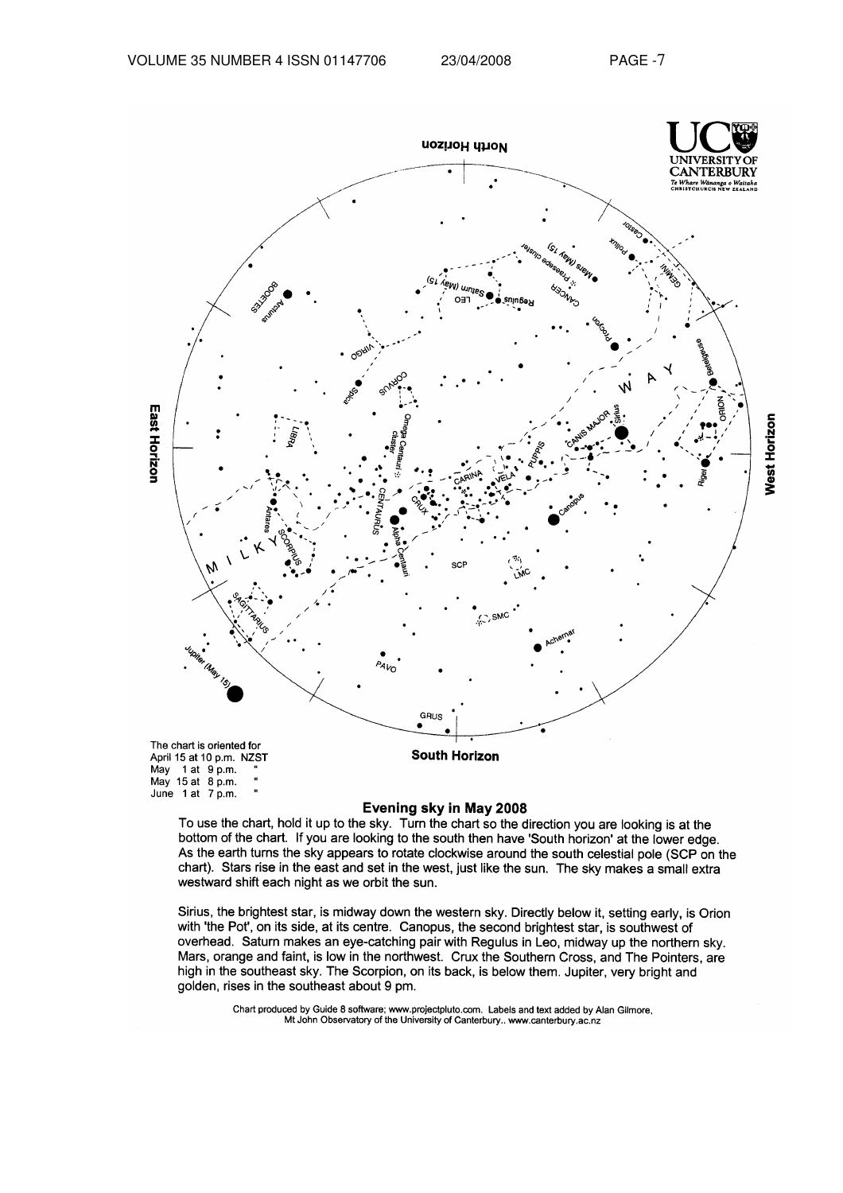The chart is oriented for
April 15 at 10 p.m. NZST
May 1 at 9 p.m. "
May 15 at 8 p.m. "
June 1 at 7 p.m. "

## Evening sky in May 2008

To use the chart, hold it up to the sky. Turn the chart so the direction you are looking is at the bottom of the chart. If you are looking to the south then have 'South horizon' at the lower edge. As the earth turns the sky appears to rotate clockwise around the south celestial pole (SCP on the chart). Stars rise in the east and set in the west, just like the sun. The sky makes a small extra westward shift each night as we orbit the sun.

Sirius, the brightest star, is midway down the western sky. Directly below it, setting early, is Orion with 'the Pot', on its side, at its centre. Canopus, the second brightest star, is southwest of overhead. Saturn makes an eye-catching pair with Regulus in Leo, midway up the northern sky. Mars, orange and faint, is low in the northwest. Crux the Southern Cross, and The Pointers, are high in the southeast sky. The Scorpion, on its back, is below them. Jupiter, very bright and golden, rises in the southeast about 9 pm.

Chart produced by Guide 8 software; www.projectpluto.com. Labels and text added by Alan Gilmore, Mt John Observatory of the University of Canterbury.. www.canterbury.ac.nz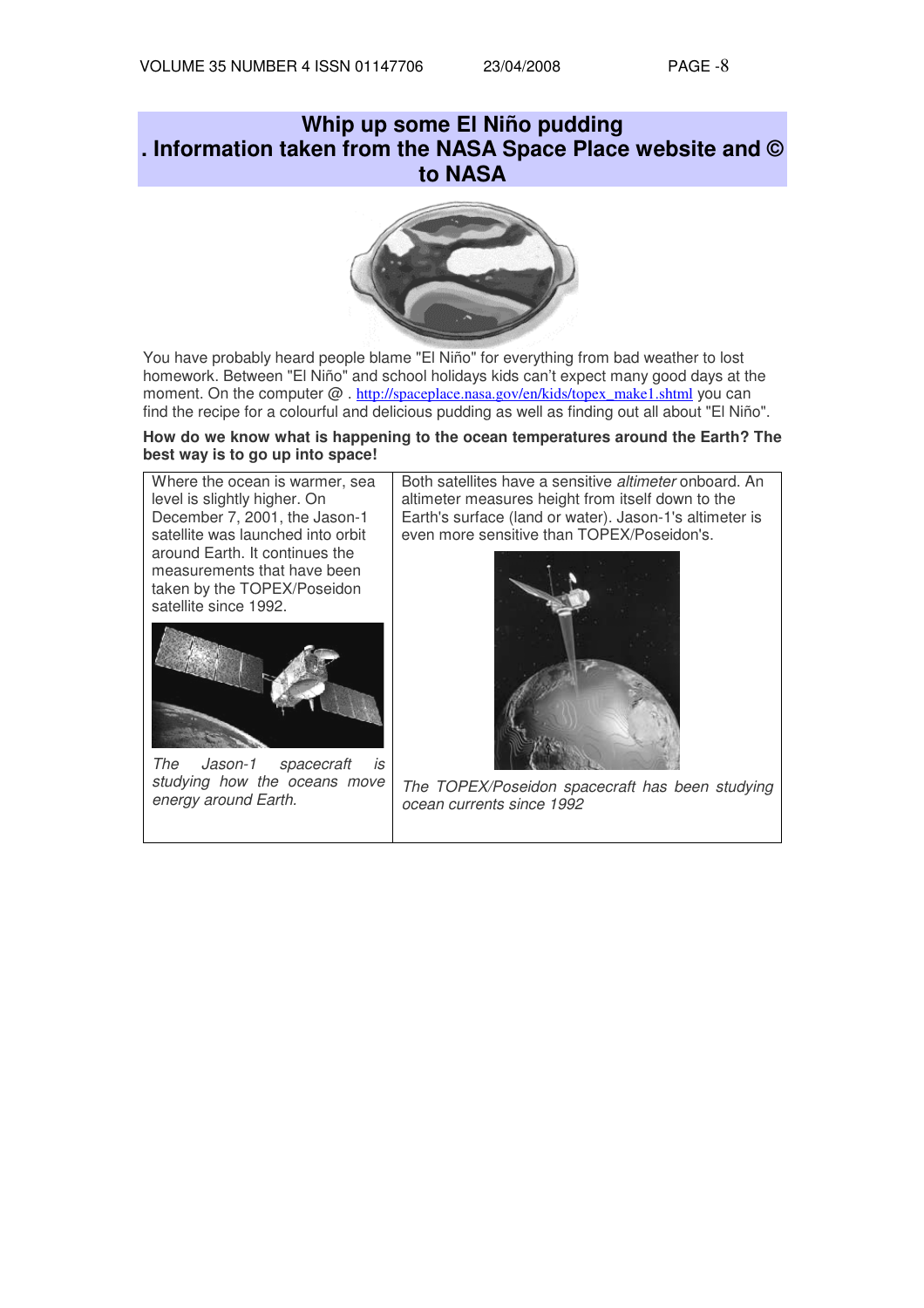## Whip up some El Niño pudding
## . Information taken from the NASA Space Place website and © to NASA

You have probably heard people blame "El Niño" for everything from bad weather to lost homework. Between "El Niño" and school holidays kids can't expect many good days at the moment. On the computer @ . http://spaceplace.nasa.gov/en/kids/topex_make1.shtml you can find the recipe for a colourful and delicious pudding as well as finding out all about "El Niño".

**How do we know what is happening to the ocean temperatures around the Earth? The best way is to go up into space!**

Where the ocean is warmer, sea level is slightly higher. On December 7, 2001, the Jason-1 satellite was launched into orbit around Earth. It continues the measurements that have been taken by the TOPEX/Poseidon satellite since 1992.

*The Jason-1 spacecraft is studying how the oceans move energy around Earth.*

Both satellites have a sensitive *altimeter* onboard. An altimeter measures height from itself down to the Earth's surface (land or water). Jason-1's altimeter is even more sensitive than TOPEX/Poseidon's.

*The TOPEX/Poseidon spacecraft has been studying ocean currents since 1992*